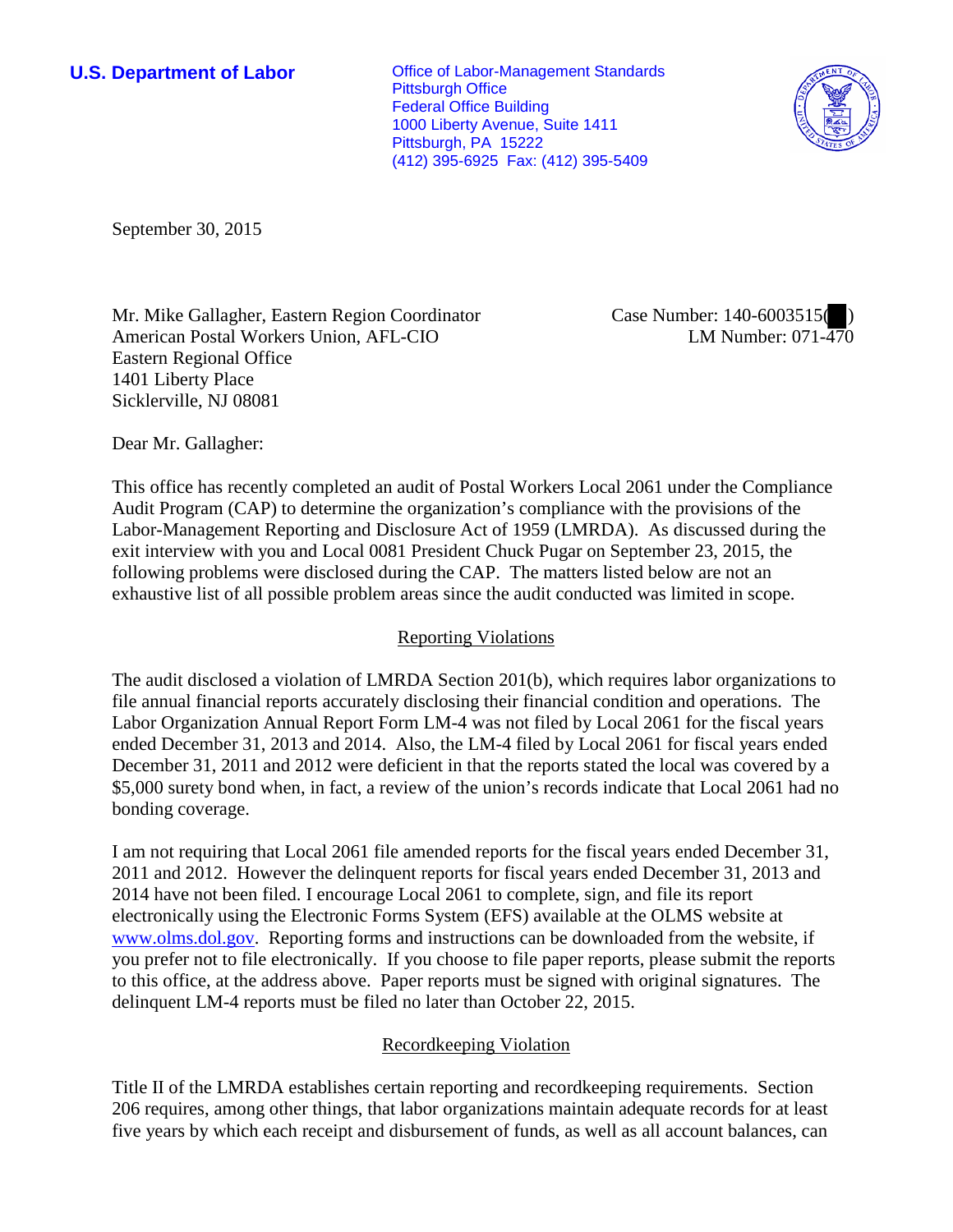**U.S. Department of Labor**

Office of Labor-Management Standards
Pittsburgh Office
Federal Office Building
1000 Liberty Avenue, Suite 1411
Pittsburgh, PA 15222
(412) 395-6925 Fax: (412) 395-5409

September 30, 2015

Mr. Mike Gallagher, Eastern Region Coordinator
American Postal Workers Union, AFL-CIO
Eastern Regional Office
1401 Liberty Place
Sicklerville, NJ 08081

Case Number: 140-6003515( )
LM Number: 071-470

Dear Mr. Gallagher:

This office has recently completed an audit of Postal Workers Local 2061 under the Compliance Audit Program (CAP) to determine the organization's compliance with the provisions of the Labor-Management Reporting and Disclosure Act of 1959 (LMRDA). As discussed during the exit interview with you and Local 0081 President Chuck Pugar on September 23, 2015, the following problems were disclosed during the CAP. The matters listed below are not an exhaustive list of all possible problem areas since the audit conducted was limited in scope.

## Reporting Violations

The audit disclosed a violation of LMRDA Section 201(b), which requires labor organizations to file annual financial reports accurately disclosing their financial condition and operations. The Labor Organization Annual Report Form LM-4 was not filed by Local 2061 for the fiscal years ended December 31, 2013 and 2014. Also, the LM-4 filed by Local 2061 for fiscal years ended December 31, 2011 and 2012 were deficient in that the reports stated the local was covered by a $5,000 surety bond when, in fact, a review of the union's records indicate that Local 2061 had no bonding coverage.

I am not requiring that Local 2061 file amended reports for the fiscal years ended December 31, 2011 and 2012. However the delinquent reports for fiscal years ended December 31, 2013 and 2014 have not been filed. I encourage Local 2061 to complete, sign, and file its report electronically using the Electronic Forms System (EFS) available at the OLMS website at www.olms.dol.gov. Reporting forms and instructions can be downloaded from the website, if you prefer not to file electronically. If you choose to file paper reports, please submit the reports to this office, at the address above. Paper reports must be signed with original signatures. The delinquent LM-4 reports must be filed no later than October 22, 2015.

## Recordkeeping Violation

Title II of the LMRDA establishes certain reporting and recordkeeping requirements. Section 206 requires, among other things, that labor organizations maintain adequate records for at least five years by which each receipt and disbursement of funds, as well as all account balances, can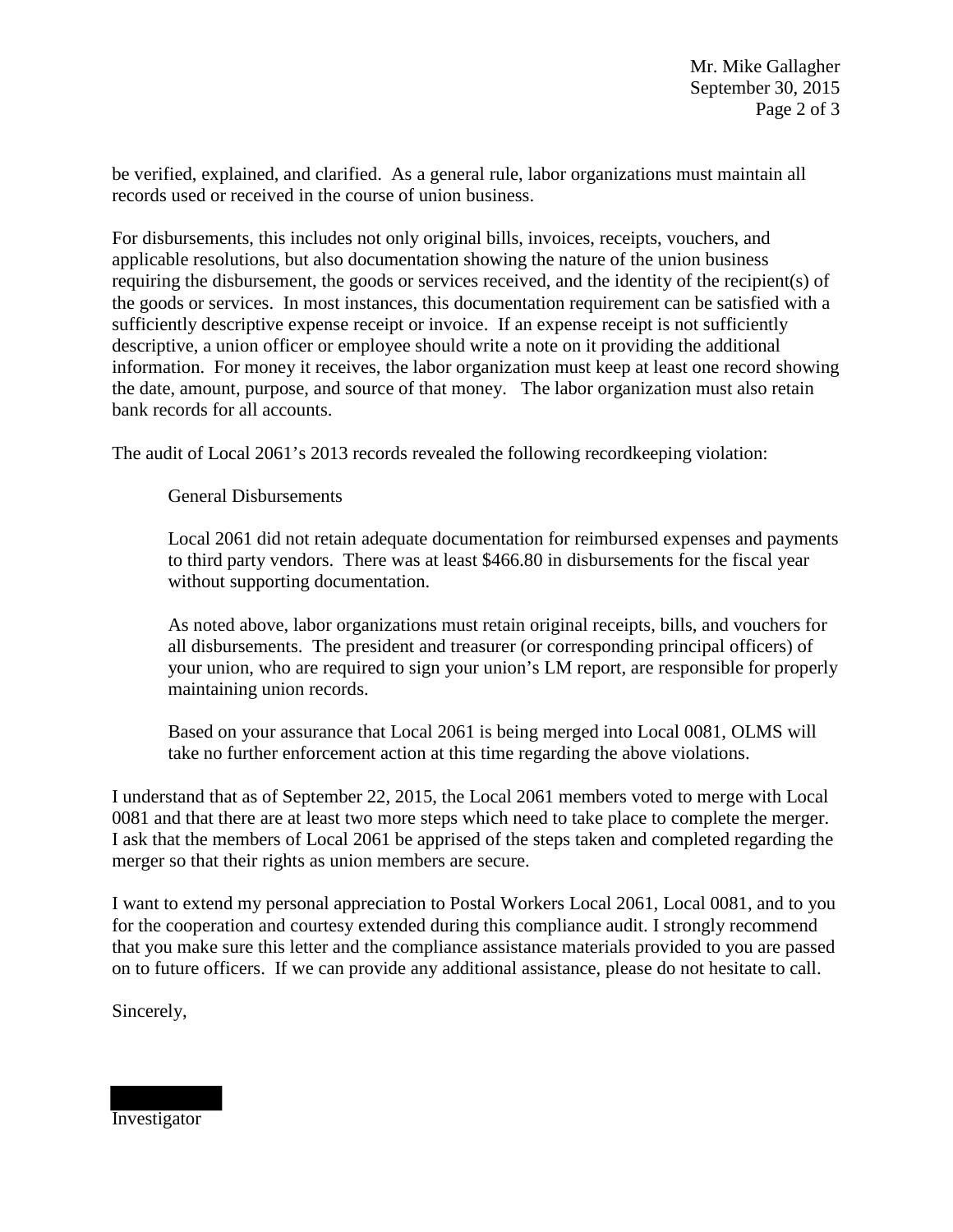be verified, explained, and clarified. As a general rule, labor organizations must maintain all records used or received in the course of union business.

For disbursements, this includes not only original bills, invoices, receipts, vouchers, and applicable resolutions, but also documentation showing the nature of the union business requiring the disbursement, the goods or services received, and the identity of the recipient(s) of the goods or services. In most instances, this documentation requirement can be satisfied with a sufficiently descriptive expense receipt or invoice. If an expense receipt is not sufficiently descriptive, a union officer or employee should write a note on it providing the additional information. For money it receives, the labor organization must keep at least one record showing the date, amount, purpose, and source of that money. The labor organization must also retain bank records for all accounts.

The audit of Local 2061's 2013 records revealed the following recordkeeping violation:

> General Disbursements
>
> Local 2061 did not retain adequate documentation for reimbursed expenses and payments to third party vendors. There was at least $466.80 in disbursements for the fiscal year without supporting documentation.
>
> As noted above, labor organizations must retain original receipts, bills, and vouchers for all disbursements. The president and treasurer (or corresponding principal officers) of your union, who are required to sign your union's LM report, are responsible for properly maintaining union records.
>
> Based on your assurance that Local 2061 is being merged into Local 0081, OLMS will take no further enforcement action at this time regarding the above violations.

I understand that as of September 22, 2015, the Local 2061 members voted to merge with Local 0081 and that there are at least two more steps which need to take place to complete the merger. I ask that the members of Local 2061 be apprised of the steps taken and completed regarding the merger so that their rights as union members are secure.

I want to extend my personal appreciation to Postal Workers Local 2061, Local 0081, and to you for the cooperation and courtesy extended during this compliance audit. I strongly recommend that you make sure this letter and the compliance assistance materials provided to you are passed on to future officers. If we can provide any additional assistance, please do not hesitate to call.

Sincerely,

Investigator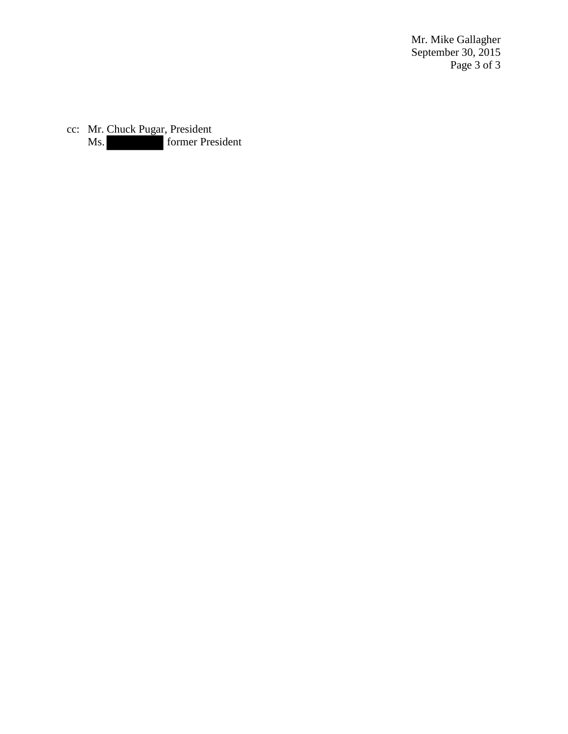cc: Mr. Chuck Pugar, President
Ms. [REDACTED] former President